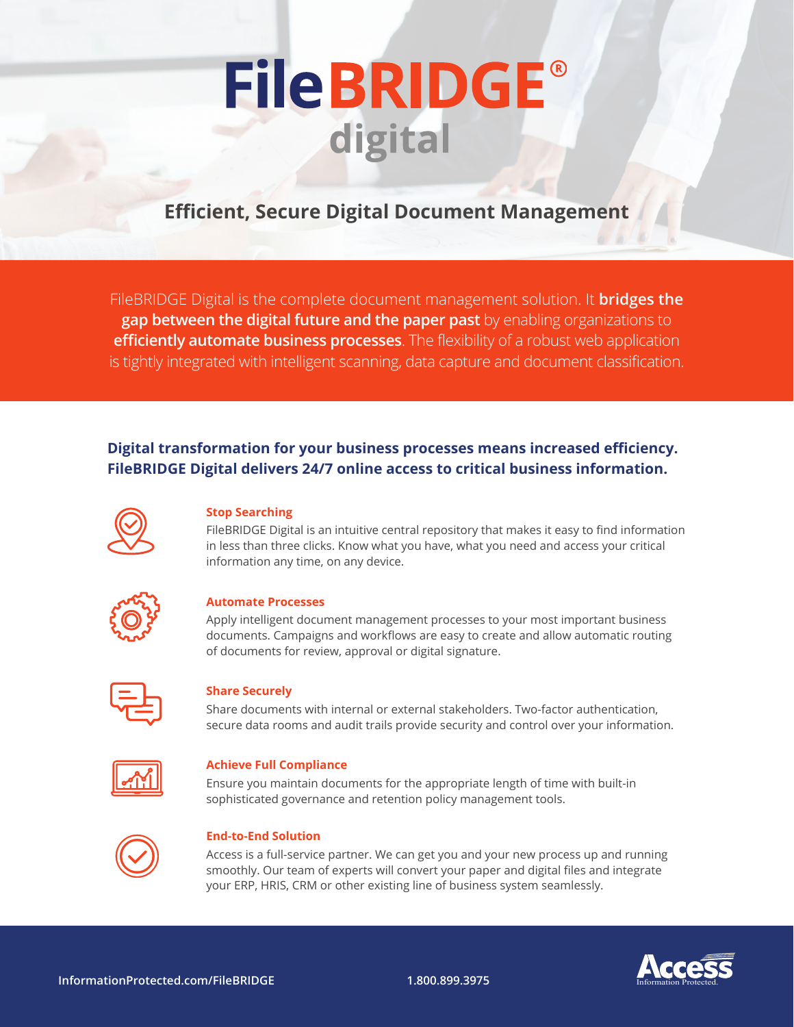# FileBRIDGE® digital

## Efficient, Secure Digital Document Management

FileBRIDGE Digital is the complete document management solution. It **bridges the gap between the digital future and the paper past** by enabling organizations to **efficiently automate business processes**. The flexibility of a robust web application is tightly integrated with intelligent scanning, data capture and document classification.

**Digital transformation for your business processes means increased efficiency. FileBRIDGE Digital delivers 24/7 online access to critical business information.**

### Stop Searching

FileBRIDGE Digital is an intuitive central repository that makes it easy to find information in less than three clicks. Know what you have, what you need and access your critical information any time, on any device.

### Automate Processes

Apply intelligent document management processes to your most important business documents. Campaigns and workflows are easy to create and allow automatic routing of documents for review, approval or digital signature.

### Share Securely

Share documents with internal or external stakeholders. Two-factor authentication, secure data rooms and audit trails provide security and control over your information.

### Achieve Full Compliance

Ensure you maintain documents for the appropriate length of time with built-in sophisticated governance and retention policy management tools.

### End-to-End Solution

Access is a full-service partner. We can get you and your new process up and running smoothly. Our team of experts will convert your paper and digital files and integrate your ERP, HRIS, CRM or other existing line of business system seamlessly.

InformationProtected.com/FileBRIDGE

1.800.899.3975

Access Information Protected.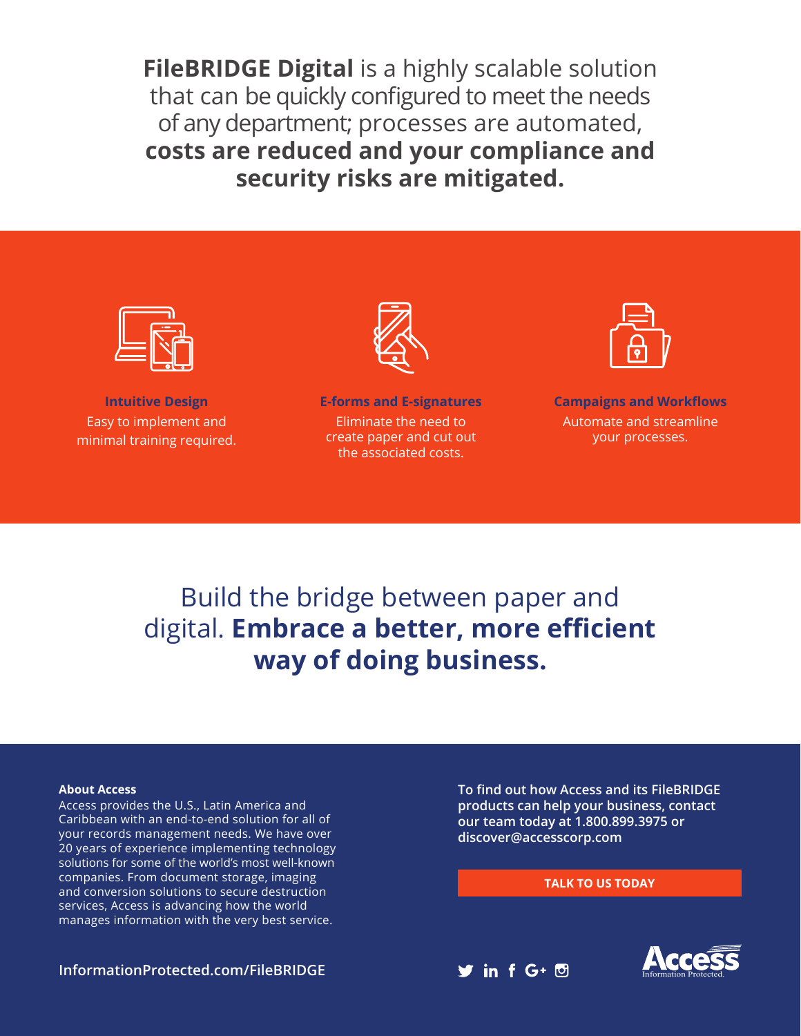**FileBRIDGE Digital** is a highly scalable solution that can be quickly configured to meet the needs of any department; processes are automated, **costs are reduced and your compliance and security risks are mitigated.**

### Intuitive Design

Easy to implement and minimal training required.

### E-forms and E-signatures

Eliminate the need to create paper and cut out the associated costs.

### Campaigns and Workflows

Automate and streamline your processes.

## Build the bridge between paper and digital. **Embrace a better, more efficient way of doing business.**

**About Access**

Access provides the U.S., Latin America and Caribbean with an end-to-end solution for all of your records management needs. We have over 20 years of experience implementing technology solutions for some of the world's most well-known companies. From document storage, imaging and conversion solutions to secure destruction services, Access is advancing how the world manages information with the very best service.

**To find out how Access and its FileBRIDGE products can help your business, contact our team today at 1.800.899.3975 or discover@accesscorp.com**

**TALK TO US TODAY**

**InformationProtected.com/FileBRIDGE**

Access Information Protected.